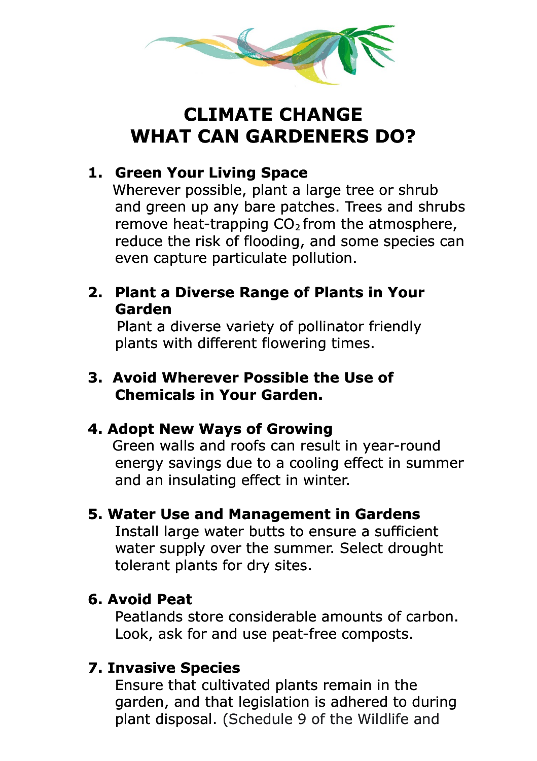# CLIMATE CHANGE
# WHAT CAN GARDENERS DO?

1. **Green Your Living Space**

   Wherever possible, plant a large tree or shrub and green up any bare patches. Trees and shrubs remove heat-trapping $CO_2$ from the atmosphere, reduce the risk of flooding, and some species can even capture particulate pollution.

2. **Plant a Diverse Range of Plants in Your Garden**

   Plant a diverse variety of pollinator friendly plants with different flowering times.

3. **Avoid Wherever Possible the Use of Chemicals in Your Garden.**

4. **Adopt New Ways of Growing**

   Green walls and roofs can result in year-round energy savings due to a cooling effect in summer and an insulating effect in winter.

5. **Water Use and Management in Gardens**

   Install large water butts to ensure a sufficient water supply over the summer. Select drought tolerant plants for dry sites.

6. **Avoid Peat**

   Peatlands store considerable amounts of carbon. Look, ask for and use peat-free composts.

7. **Invasive Species**

   Ensure that cultivated plants remain in the garden, and that legislation is adhered to during plant disposal. (Schedule 9 of the Wildlife and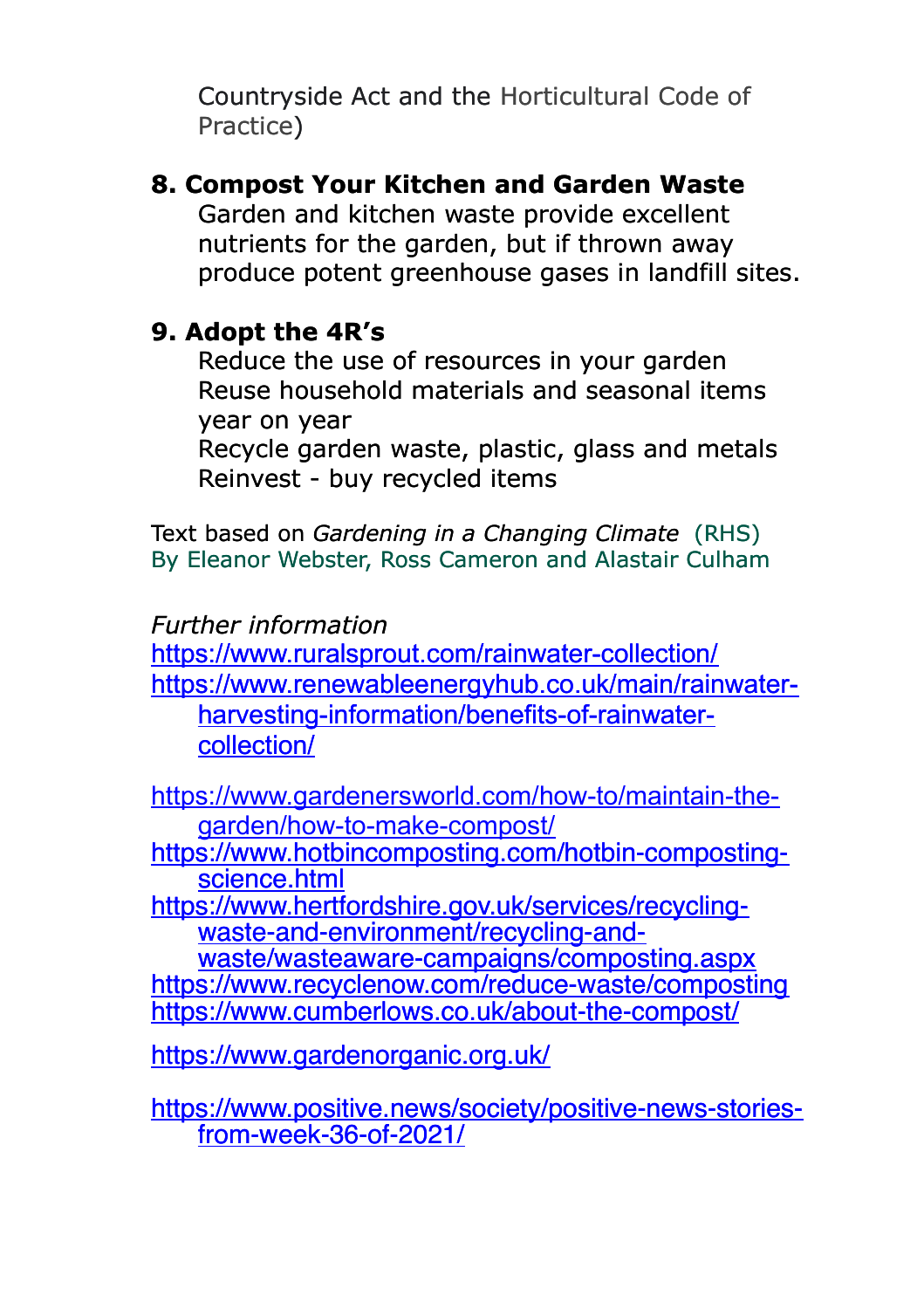Countryside Act and the Horticultural Code of Practice)

**8. Compost Your Kitchen and Garden Waste**

Garden and kitchen waste provide excellent nutrients for the garden, but if thrown away produce potent greenhouse gases in landfill sites.

**9. Adopt the 4R's**

Reduce the use of resources in your garden
Reuse household materials and seasonal items year on year
Recycle garden waste, plastic, glass and metals
Reinvest - buy recycled items

Text based on *Gardening in a Changing Climate* (RHS)
By Eleanor Webster, Ross Cameron and Alastair Culham

*Further information*

https://www.ruralsprout.com/rainwater-collection/
https://www.renewableenergyhub.co.uk/main/rainwater-harvesting-information/benefits-of-rainwater-collection/

https://www.gardenersworld.com/how-to/maintain-the-garden/how-to-make-compost/
https://www.hotbincomposting.com/hotbin-composting-science.html
https://www.hertfordshire.gov.uk/services/recycling-waste-and-environment/recycling-and-waste/wasteaware-campaigns/composting.aspx
https://www.recyclenow.com/reduce-waste/composting
https://www.cumberlows.co.uk/about-the-compost/

https://www.gardenorganic.org.uk/

https://www.positive.news/society/positive-news-stories-from-week-36-of-2021/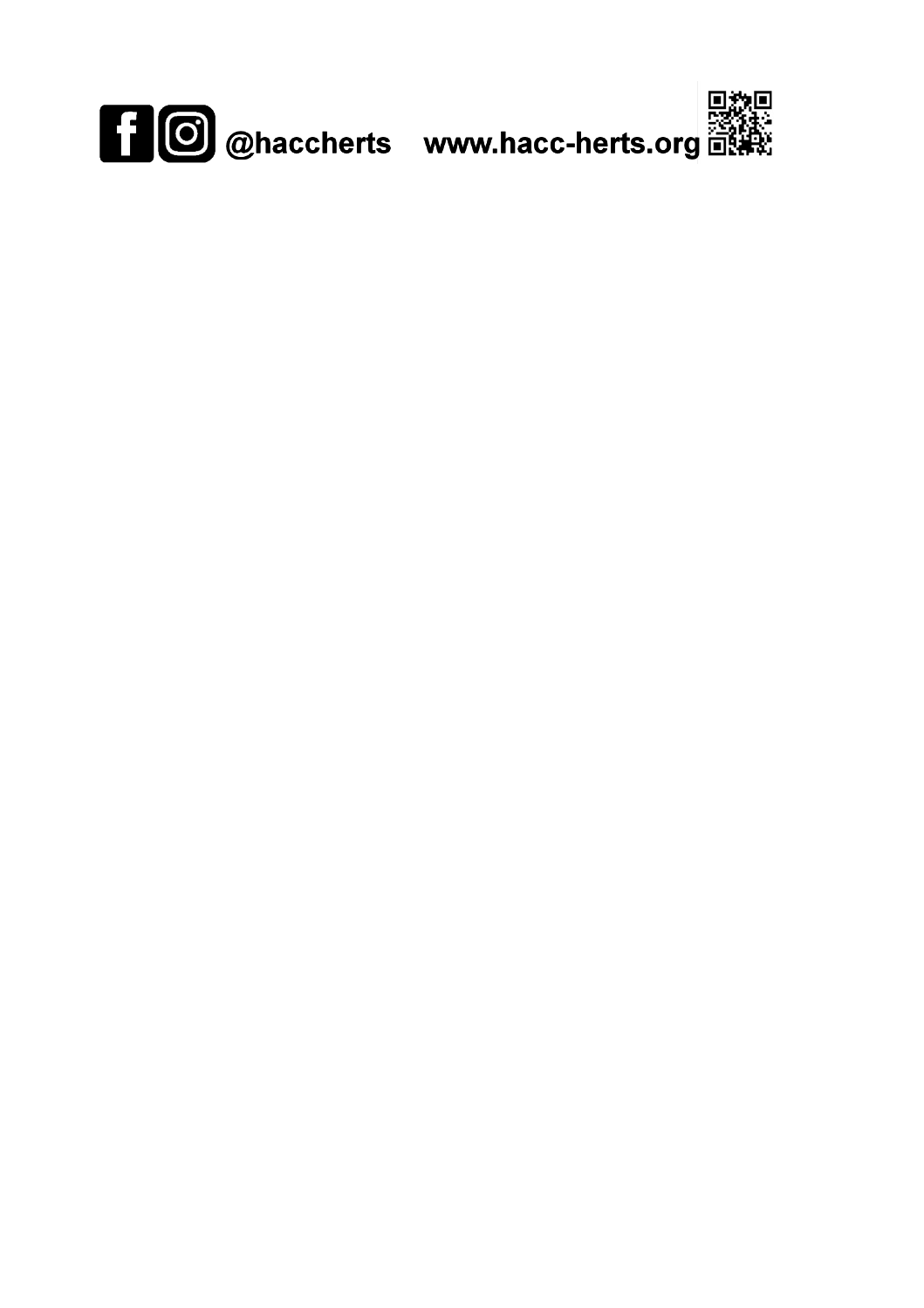@haccherts www.hacc-herts.org